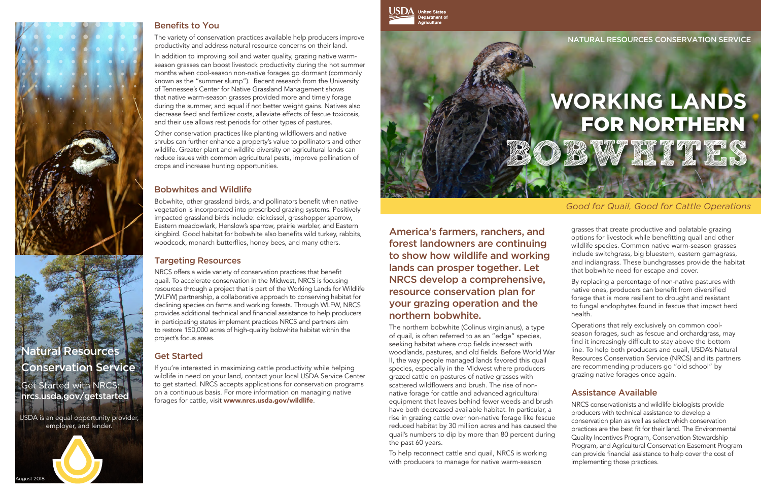USDA United States Department of Agriculture

NATURAL RESOURCES CONSERVATION SERVICE

# WORKING LANDS FOR NORTHERN BOBWHITES

*Good for Quail, Good for Cattle Operations*

## America's farmers, ranchers, and forest landowners are continuing to show how wildlife and working lands can prosper together. Let NRCS develop a comprehensive, resource conservation plan for your grazing operation and the northern bobwhite.

The northern bobwhite (Colinus virginianus), a type of quail, is often referred to as an "edge" species, seeking habitat where crop fields intersect with woodlands, pastures, and old fields. Before World War II, the way people managed lands favored this quail species, especially in the Midwest where producers grazed cattle on pastures of native grasses with scattered wildflowers and brush. The rise of non-native forage for cattle and advanced agricultural equipment that leaves behind fewer weeds and brush have both decreased available habitat. In particular, a rise in grazing cattle over non-native forage like fescue reduced habitat by 30 million acres and has caused the quail's numbers to dip by more than 80 percent during the past 60 years.

To help reconnect cattle and quail, NRCS is working with producers to manage for native warm-season grasses that create productive and palatable grazing options for livestock while benefitting quail and other wildlife species. Common native warm-season grasses include switchgrass, big bluestem, eastern gamagrass, and indiangrass. These bunchgrasses provide the habitat that bobwhite need for escape and cover.

By replacing a percentage of non-native pastures with native ones, producers can benefit from diversified forage that is more resilient to drought and resistant to fungal endophytes found in fescue that impact herd health.

Operations that rely exclusively on common cool-season forages, such as fescue and orchardgrass, may find it increasingly difficult to stay above the bottom line. To help both producers and quail, USDA's Natural Resources Conservation Service (NRCS) and its partners are recommending producers go "old school" by grazing native forages once again.

### Assistance Available

NRCS conservationists and wildlife biologists provide producers with technical assistance to develop a conservation plan as well as select which conservation practices are the best fit for their land. The Environmental Quality Incentives Program, Conservation Stewardship Program, and Agricultural Conservation Easement Program can provide financial assistance to help cover the cost of implementing those practices.

### Benefits to You

The variety of conservation practices available help producers improve productivity and address natural resource concerns on their land.

In addition to improving soil and water quality, grazing native warm-season grasses can boost livestock productivity during the hot summer months when cool-season non-native forages go dormant (commonly known as the "summer slump"). Recent research from the University of Tennessee's Center for Native Grassland Management shows that native warm-season grasses provided more and timely forage during the summer, and equal if not better weight gains. Natives also decrease feed and fertilizer costs, alleviate effects of fescue toxicosis, and their use allows rest periods for other types of pastures.

Other conservation practices like planting wildflowers and native shrubs can further enhance a property's value to pollinators and other wildlife. Greater plant and wildlife diversity on agricultural lands can reduce issues with common agricultural pests, improve pollination of crops and increase hunting opportunities.

### Bobwhites and Wildlife

Bobwhite, other grassland birds, and pollinators benefit when native vegetation is incorporated into prescribed grazing systems. Positively impacted grassland birds include: dickcissel, grasshopper sparrow, Eastern meadowlark, Henslow's sparrow, prairie warbler, and Eastern kingbird. Good habitat for bobwhite also benefits wild turkey, rabbits, woodcock, monarch butterflies, honey bees, and many others.

### Targeting Resources

NRCS offers a wide variety of conservation practices that benefit quail. To accelerate conservation in the Midwest, NRCS is focusing resources through a project that is part of the Working Lands for Wildlife (WLFW) partnership, a collaborative approach to conserving habitat for declining species on farms and working forests. Through WLFW, NRCS provides additional technical and financial assistance to help producers in participating states implement practices NRCS and partners aim to restore 150,000 acres of high-quality bobwhite habitat within the project's focus areas.

### Get Started

If you're interested in maximizing cattle productivity while helping wildlife in need on your land, contact your local USDA Service Center to get started. NRCS accepts applications for conservation programs on a continuous basis. For more information on managing native forages for cattle, visit **www.nrcs.usda.gov/wildlife**.

## Natural Resources Conservation Service

Get Started with NRCS: **nrcs.usda.gov/getstarted**

USDA is an equal opportunity provider, employer, and lender.

August 2018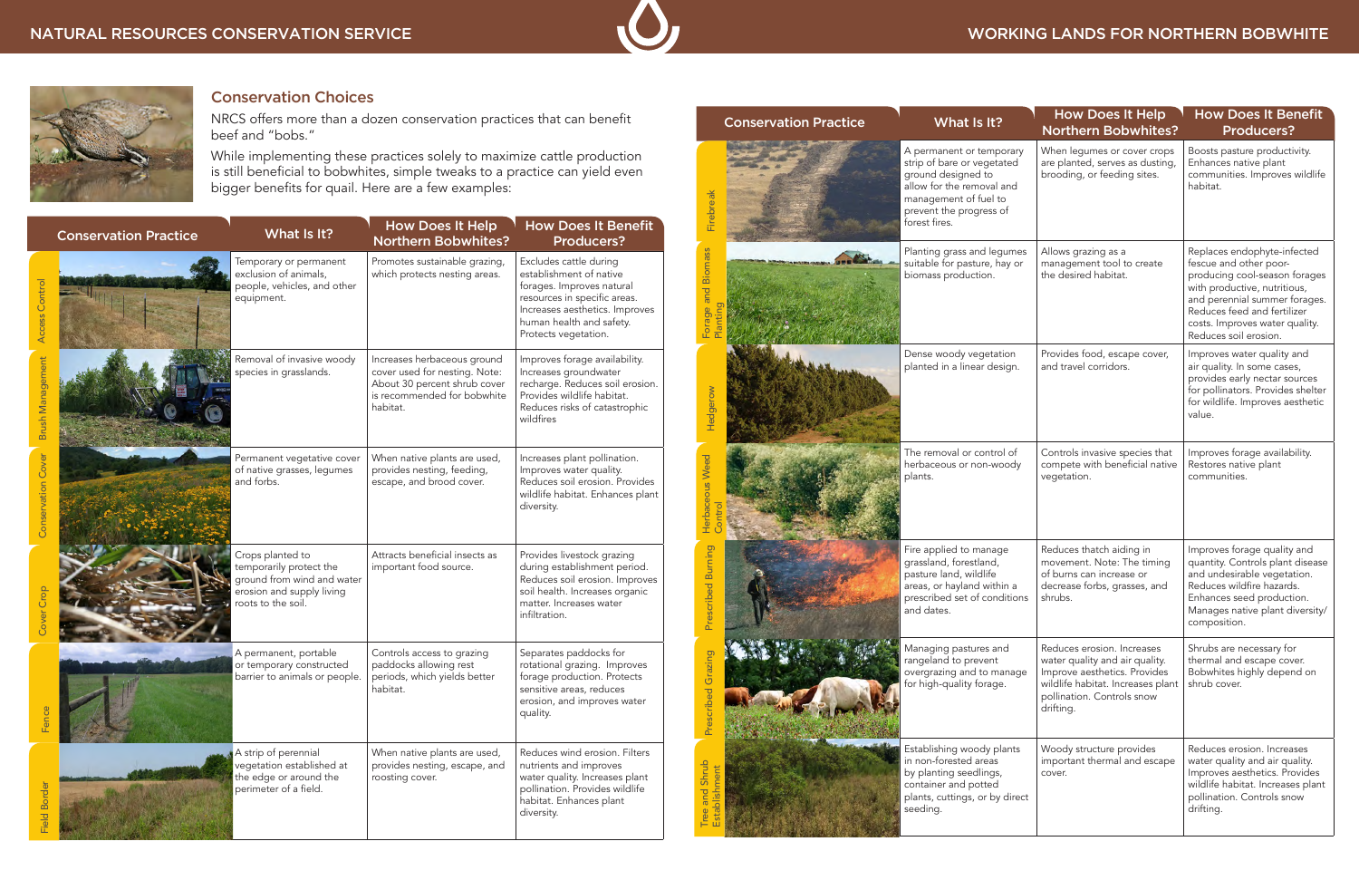## Conservation Choices

NRCS offers more than a dozen conservation practices that can benefit beef and "bobs."

While implementing these practices solely to maximize cattle production is still beneficial to bobwhites, simple tweaks to a practice can yield even bigger benefits for quail. Here are a few examples:

| Conservation Practice | What Is It? | How Does It Help Northern Bobwhites? | How Does It Benefit Producers? |
|---|---|---|---|
| Access Control | Temporary or permanent exclusion of animals, people, vehicles, and other equipment. | Promotes sustainable grazing, which protects nesting areas. | Excludes cattle during establishment of native forages. Improves natural resources in specific areas. Increases aesthetics. Improves human health and safety. Protects vegetation. |
| Brush Management | Removal of invasive woody species in grasslands. | Increases herbaceous ground cover used for nesting. Note: About 30 percent shrub cover is recommended for bobwhite habitat. | Improves forage availability. Increases groundwater recharge. Reduces soil erosion. Provides wildlife habitat. Reduces risks of catastrophic wildfires |
| Conservation Cover | Permanent vegetative cover of native grasses, legumes and forbs. | When native plants are used, provides nesting, feeding, escape, and brood cover. | Increases plant pollination. Improves water quality. Reduces soil erosion. Provides wildlife habitat. Enhances plant diversity. |
| Cover Crop | Crops planted to temporarily protect the ground from wind and water erosion and supply living roots to the soil. | Attracts beneficial insects as important food source. | Provides livestock grazing during establishment period. Reduces soil erosion. Improves soil health. Increases organic matter. Increases water infiltration. |
| Fence | A permanent, portable or temporary constructed barrier to animals or people. | Controls access to grazing paddocks allowing rest periods, which yields better habitat. | Separates paddocks for rotational grazing. Improves forage production. Protects sensitive areas, reduces erosion, and improves water quality. |
| Field Border | A strip of perennial vegetation established at the edge or around the perimeter of a field. | When native plants are used, provides nesting, escape, and roosting cover. | Reduces wind erosion. Filters nutrients and improves water quality. Increases plant pollination. Provides wildlife habitat. Enhances plant diversity. |
| Firebreak | A permanent or temporary strip of bare or vegetated ground designed to allow for the removal and management of fuel to prevent the progress of forest fires. | When legumes or cover crops are planted, serves as dusting, brooding, or feeding sites. | Boosts pasture productivity. Enhances native plant communities. Improves wildlife habitat. |
| Forage and Biomass Planting | Planting grass and legumes suitable for pasture, hay or biomass production. | Allows grazing as a management tool to create the desired habitat. | Replaces endophyte-infected fescue and other poor-producing cool-season forages with productive, nutritious, and perennial summer forages. Reduces feed and fertilizer costs. Improves water quality. Reduces soil erosion. |
| Hedgerow | Dense woody vegetation planted in a linear design. | Provides food, escape cover, and travel corridors. | Improves water quality and air quality. In some cases, provides early nectar sources for pollinators. Provides shelter for wildlife. Improves aesthetic value. |
| Herbaceous Weed Control | The removal or control of herbaceous or non-woody plants. | Controls invasive species that compete with beneficial native vegetation. | Improves forage availability. Restores native plant communities. |
| Prescribed Burning | Fire applied to manage grassland, forestland, pasture land, wildlife areas, or hayland within a prescribed set of conditions and dates. | Reduces thatch aiding in movement. Note: The timing of burns can increase or decrease forbs, grasses, and shrubs. | Improves forage quality and quantity. Controls plant disease and undesirable vegetation. Reduces wildfire hazards. Enhances seed production. Manages native plant diversity/composition. |
| Prescribed Grazing | Managing pastures and rangeland to prevent overgrazing and to manage for high-quality forage. | Reduces erosion. Increases water quality and air quality. Improve aesthetics. Provides wildlife habitat. Increases plant pollination. Controls snow drifting. | Shrubs are necessary for thermal and escape cover. Bobwhites highly depend on shrub cover. |
| Tree and Shrub Establishment | Establishing woody plants in non-forested areas by planting seedlings, container and potted plants, cuttings, or by direct seeding. | Woody structure provides important thermal and escape cover. | Reduces erosion. Increases water quality and air quality. Improves aesthetics. Provides wildlife habitat. Increases plant pollination. Controls snow drifting. |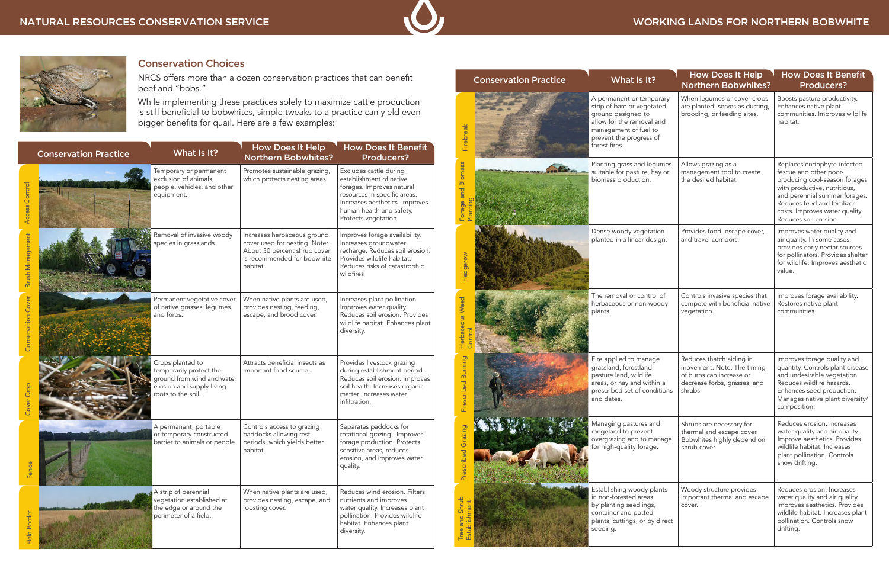## Conservation Choices

NRCS offers more than a dozen conservation practices that can benefit beef and "bobs."

While implementing these practices solely to maximize cattle production is still beneficial to bobwhites, simple tweaks to a practice can yield even bigger benefits for quail. Here are a few examples:

| Conservation Practice | What Is It? | How Does It Help Northern Bobwhites? | How Does It Benefit Producers? |
|---|---|---|---|
| Access Control | Temporary or permanent exclusion of animals, people, vehicles, and other equipment. | Promotes sustainable grazing, which protects nesting areas. | Excludes cattle during establishment of native forages. Improves natural resources in specific areas. Increases aesthetics. Improves human health and safety. Protects vegetation. |
| Brush Management | Removal of invasive woody species in grasslands. | Increases herbaceous ground cover used for nesting. Note: About 30 percent shrub cover is recommended for bobwhite habitat. | Improves forage availability. Increases groundwater recharge. Reduces soil erosion. Provides wildlife habitat. Reduces risks of catastrophic wildfires |
| Conservation Cover | Permanent vegetative cover of native grasses, legumes and forbs. | When native plants are used, provides nesting, feeding, escape, and brood cover. | Increases plant pollination. Improves water quality. Reduces soil erosion. Provides wildlife habitat. Enhances plant diversity. |
| Cover Crop | Crops planted to temporarily protect the ground from wind and water erosion and supply living roots to the soil. | Attracts beneficial insects as important food source. | Provides livestock grazing during establishment period. Reduces soil erosion. Improves soil health. Increases organic matter. Increases water infiltration. |
| Fence | A permanent, portable or temporary constructed barrier to animals or people. | Controls access to grazing paddocks allowing rest periods, which yields better habitat. | Separates paddocks for rotational grazing. Improves forage production. Protects sensitive areas, reduces erosion, and improves water quality. |
| Field Border | A strip of perennial vegetation established at the edge or around the perimeter of a field. | When native plants are used, provides nesting, escape, and roosting cover. | Reduces wind erosion. Filters nutrients and improves water quality. Increases plant pollination. Provides wildlife habitat. Enhances plant diversity. |
| Firebreak | A permanent or temporary strip of bare or vegetated ground designed to allow for the removal and management of fuel to prevent the progress of forest fires. | When legumes or cover crops are planted, serves as dusting, brooding, or feeding sites. | Boosts pasture productivity. Enhances native plant communities. Improves wildlife habitat. |
| Forage and Biomass Planting | Planting grass and legumes suitable for pasture, hay or biomass production. | Allows grazing as a management tool to create the desired habitat. | Replaces endophyte-infected fescue and other poor-producing cool-season forages with productive, nutritious, and perennial summer forages. Reduces feed and fertilizer costs. Improves water quality. Reduces soil erosion. |
| Hedgerow | Dense woody vegetation planted in a linear design. | Provides food, escape cover, and travel corridors. | Improves water quality and air quality. In some cases, provides early nectar sources for pollinators. Provides shelter for wildlife. Improves aesthetic value. |
| Herbaceous Weed Control | The removal or control of herbaceous or non-woody plants. | Controls invasive species that compete with beneficial native vegetation. | Improves forage availability. Restores native plant communities. |
| Prescribed Burning | Fire applied to manage grassland, forestland, pasture land, wildlife areas, or hayland within a prescribed set of conditions and dates. | Reduces thatch aiding in movement. Note: The timing of burns can increase or decrease forbs, grasses, and shrubs. | Improves forage quality and quantity. Controls plant disease and undesirable vegetation. Reduces wildfire hazards. Enhances seed production. Manages native plant diversity/composition. |
| Prescribed Grazing | Managing pastures and rangeland to prevent overgrazing and to manage for high-quality forage. | Shrubs are necessary for thermal and escape cover. Bobwhites highly depend on shrub cover. | Reduces erosion. Increases water quality and air quality. Improve aesthetics. Provides wildlife habitat. Increases plant pollination. Controls snow drifting. |
| Tree and Shrub Establishment | Establishing woody plants in non-forested areas by planting seedlings, container and potted plants, cuttings, or by direct seeding. | Woody structure provides important thermal and escape cover. | Reduces erosion. Increases water quality and air quality. Improves aesthetics. Provides wildlife habitat. Increases plant pollination. Controls snow drifting. |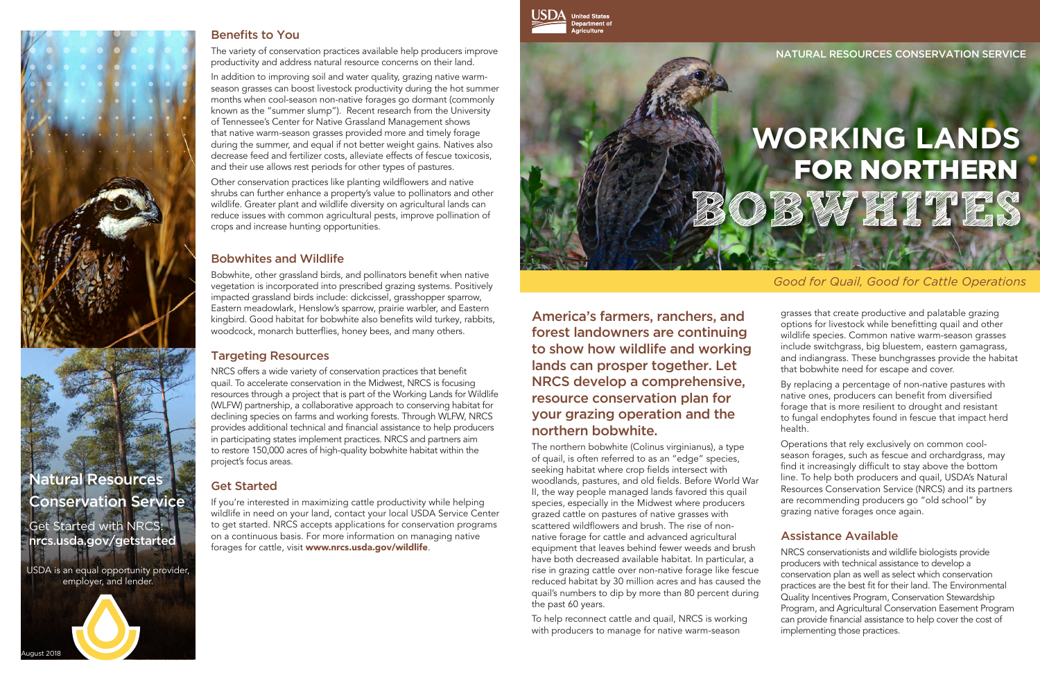## Benefits to You

The variety of conservation practices available help producers improve productivity and address natural resource concerns on their land.

In addition to improving soil and water quality, grazing native warm-season grasses can boost livestock productivity during the hot summer months when cool-season non-native forages go dormant (commonly known as the "summer slump"). Recent research from the University of Tennessee's Center for Native Grassland Management shows that native warm-season grasses provided more and timely forage during the summer, and equal if not better weight gains. Natives also decrease feed and fertilizer costs, alleviate effects of fescue toxicosis, and their use allows rest periods for other types of pastures.

Other conservation practices like planting wildflowers and native shrubs can further enhance a property's value to pollinators and other wildlife. Greater plant and wildlife diversity on agricultural lands can reduce issues with common agricultural pests, improve pollination of crops and increase hunting opportunities.

## Bobwhites and Wildlife

Bobwhite, other grassland birds, and pollinators benefit when native vegetation is incorporated into prescribed grazing systems. Positively impacted grassland birds include: dickcissel, grasshopper sparrow, Eastern meadowlark, Henslow's sparrow, prairie warbler, and Eastern kingbird. Good habitat for bobwhite also benefits wild turkey, rabbits, woodcock, monarch butterflies, honey bees, and many others.

## Targeting Resources

NRCS offers a wide variety of conservation practices that benefit quail. To accelerate conservation in the Midwest, NRCS is focusing resources through a project that is part of the Working Lands for Wildlife (WLFW) partnership, a collaborative approach to conserving habitat for declining species on farms and working forests. Through WLFW, NRCS provides additional technical and financial assistance to help producers in participating states implement practices. NRCS and partners aim to restore 150,000 acres of high-quality bobwhite habitat within the project's focus areas.

## Get Started

If you're interested in maximizing cattle productivity while helping wildlife in need on your land, contact your local USDA Service Center to get started. NRCS accepts applications for conservation programs on a continuous basis. For more information on managing native forages for cattle, visit **www.nrcs.usda.gov/wildlife**.

Natural Resources Conservation Service

Get Started with NRCS: **nrcs.usda.gov/getstarted**

USDA is an equal opportunity provider, employer, and lender.

August 2018

USDA United States Department of Agriculture

NATURAL RESOURCES CONSERVATION SERVICE

# WORKING LANDS FOR NORTHERN BOBWHITES

*Good for Quail, Good for Cattle Operations*

**America's farmers, ranchers, and forest landowners are continuing to show how wildlife and working lands can prosper together. Let NRCS develop a comprehensive, resource conservation plan for your grazing operation and the northern bobwhite.**

The northern bobwhite (Colinus virginianus), a type of quail, is often referred to as an "edge" species, seeking habitat where crop fields intersect with woodlands, pastures, and old fields. Before World War II, the way people managed lands favored this quail species, especially in the Midwest where producers grazed cattle on pastures of native grasses with scattered wildflowers and brush. The rise of non-native forage for cattle and advanced agricultural equipment that leaves behind fewer weeds and brush have both decreased available habitat. In particular, a rise in grazing cattle over non-native forage like fescue reduced habitat by 30 million acres and has caused the quail's numbers to dip by more than 80 percent during the past 60 years.

To help reconnect cattle and quail, NRCS is working with producers to manage for native warm-season grasses that create productive and palatable grazing options for livestock while benefitting quail and other wildlife species. Common native warm-season grasses include switchgrass, big bluestem, eastern gamagrass, and indiangrass. These bunchgrasses provide the habitat that bobwhite need for escape and cover.

By replacing a percentage of non-native pastures with native ones, producers can benefit from diversified forage that is more resilient to drought and resistant to fungal endophytes found in fescue that impact herd health.

Operations that rely exclusively on common cool-season forages, such as fescue and orchardgrass, may find it increasingly difficult to stay above the bottom line. To help both producers and quail, USDA's Natural Resources Conservation Service (NRCS) and its partners are recommending producers go "old school" by grazing native forages once again.

## Assistance Available

NRCS conservationists and wildlife biologists provide producers with technical assistance to develop a conservation plan as well as select which conservation practices are the best fit for their land. The Environmental Quality Incentives Program, Conservation Stewardship Program, and Agricultural Conservation Easement Program can provide financial assistance to help cover the cost of implementing those practices.